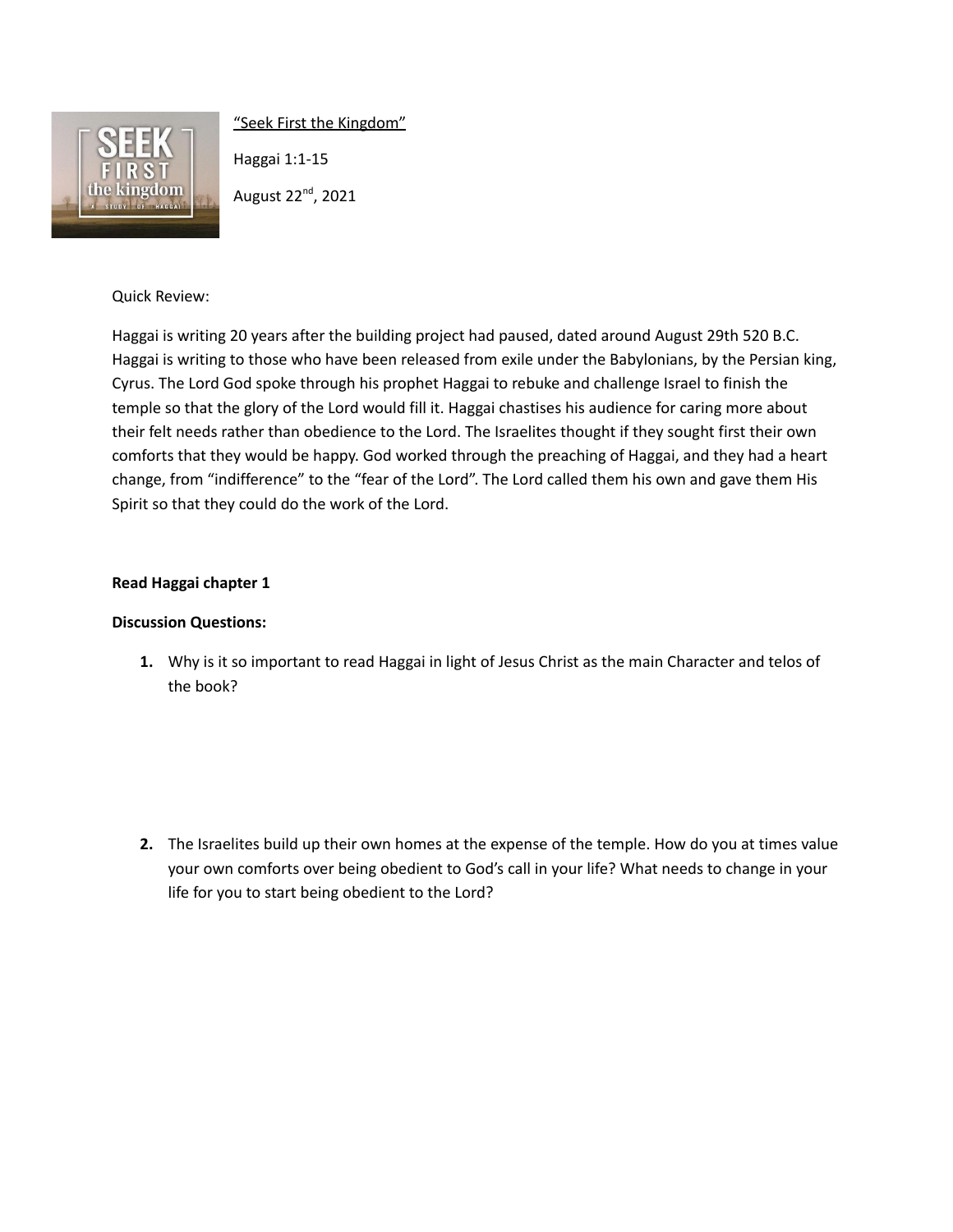<u>"Seek First the Kingdom"</u>

Haggai 1:1-15

August 22nd, 2021

Quick Review:

Haggai is writing 20 years after the building project had paused, dated around August 29th 520 B.C. Haggai is writing to those who have been released from exile under the Babylonians, by the Persian king, Cyrus. The Lord God spoke through his prophet Haggai to rebuke and challenge Israel to finish the temple so that the glory of the Lord would fill it. Haggai chastises his audience for caring more about their felt needs rather than obedience to the Lord. The Israelites thought if they sought first their own comforts that they would be happy. God worked through the preaching of Haggai, and they had a heart change, from "indifference" to the "fear of the Lord". The Lord called them his own and gave them His Spirit so that they could do the work of the Lord.

**Read Haggai chapter 1**

**Discussion Questions:**

1. Why is it so important to read Haggai in light of Jesus Christ as the main Character and telos of the book?

2. The Israelites build up their own homes at the expense of the temple. How do you at times value your own comforts over being obedient to God's call in your life? What needs to change in your life for you to start being obedient to the Lord?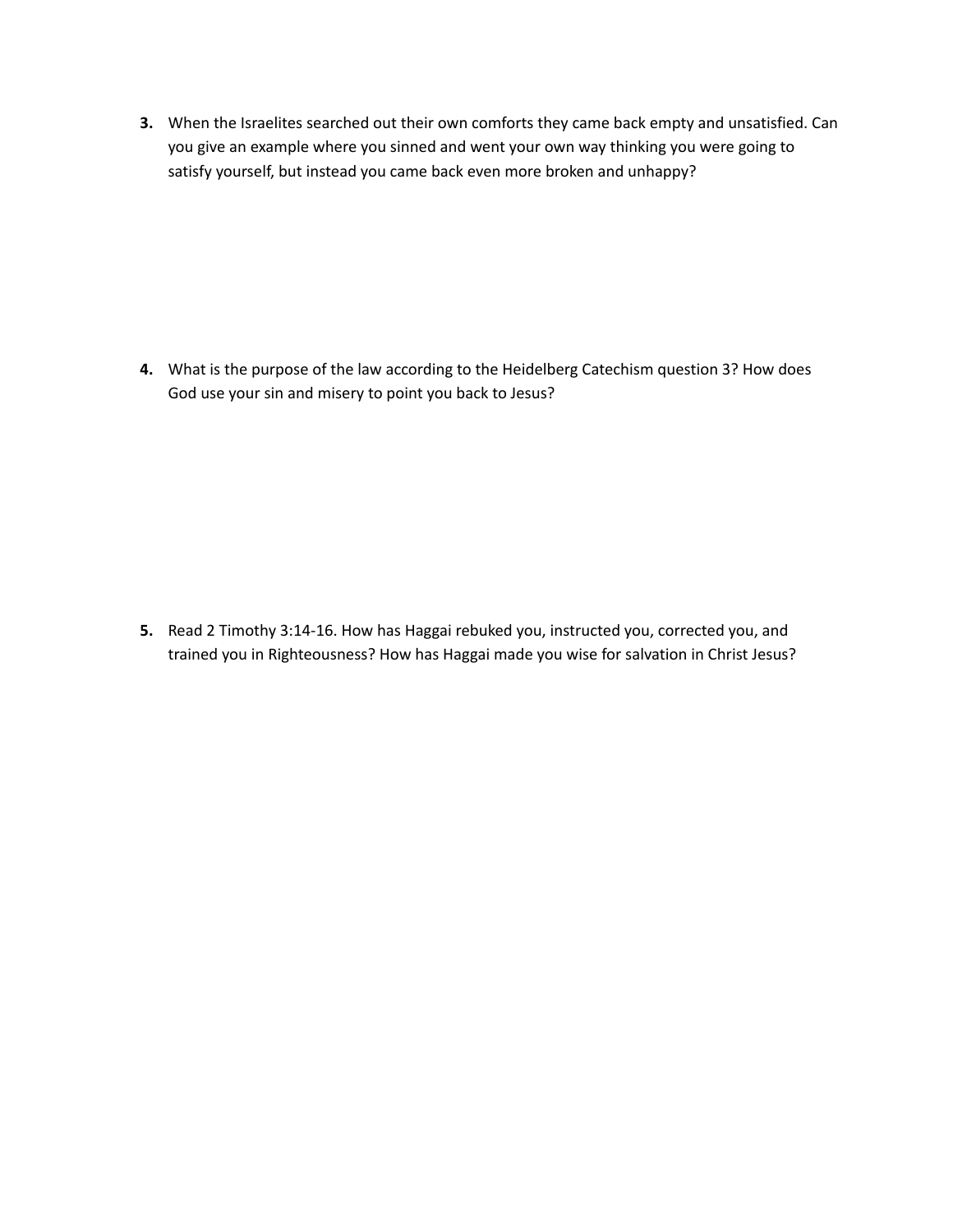**3.** When the Israelites searched out their own comforts they came back empty and unsatisfied. Can you give an example where you sinned and went your own way thinking you were going to satisfy yourself, but instead you came back even more broken and unhappy?

**4.** What is the purpose of the law according to the Heidelberg Catechism question 3? How does God use your sin and misery to point you back to Jesus?

**5.** Read 2 Timothy 3:14-16. How has Haggai rebuked you, instructed you, corrected you, and trained you in Righteousness? How has Haggai made you wise for salvation in Christ Jesus?